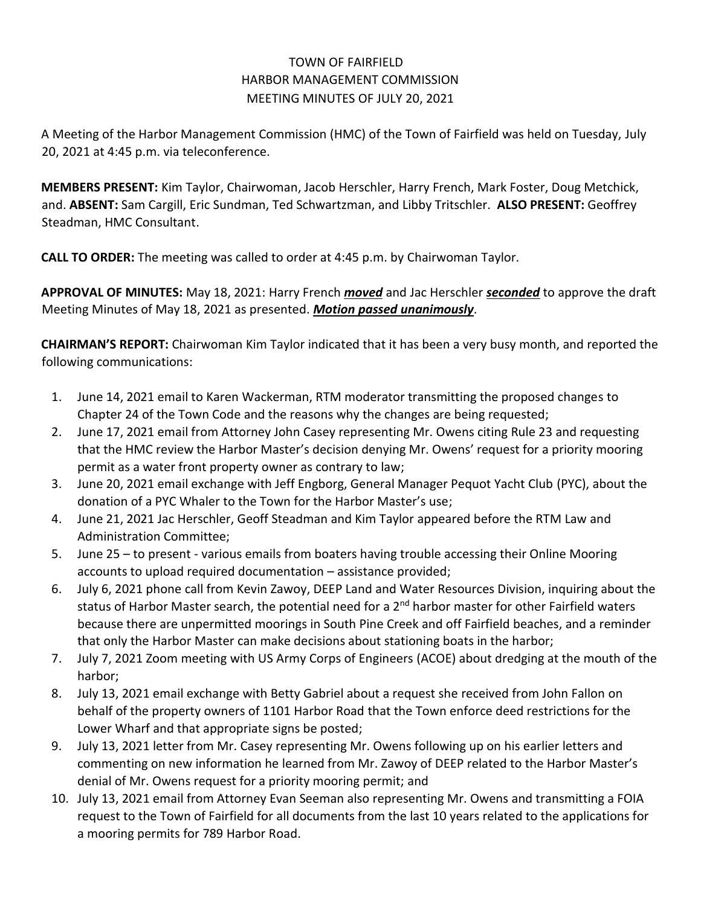TOWN OF FAIRFIELD
HARBOR MANAGEMENT COMMISSION
MEETING MINUTES OF JULY 20, 2021

A Meeting of the Harbor Management Commission (HMC) of the Town of Fairfield was held on Tuesday, July 20, 2021 at 4:45 p.m. via teleconference.

**MEMBERS PRESENT:** Kim Taylor, Chairwoman, Jacob Herschler, Harry French, Mark Foster, Doug Metchick, and. **ABSENT:** Sam Cargill, Eric Sundman, Ted Schwartzman, and Libby Tritschler. **ALSO PRESENT:** Geoffrey Steadman, HMC Consultant.

**CALL TO ORDER:** The meeting was called to order at 4:45 p.m. by Chairwoman Taylor.

**APPROVAL OF MINUTES:** May 18, 2021: Harry French ***moved*** and Jac Herschler ***seconded*** to approve the draft Meeting Minutes of May 18, 2021 as presented. ***Motion passed unanimously***.

**CHAIRMAN'S REPORT:** Chairwoman Kim Taylor indicated that it has been a very busy month, and reported the following communications:

1. June 14, 2021 email to Karen Wackerman, RTM moderator transmitting the proposed changes to Chapter 24 of the Town Code and the reasons why the changes are being requested;
2. June 17, 2021 email from Attorney John Casey representing Mr. Owens citing Rule 23 and requesting that the HMC review the Harbor Master's decision denying Mr. Owens' request for a priority mooring permit as a water front property owner as contrary to law;
3. June 20, 2021 email exchange with Jeff Engborg, General Manager Pequot Yacht Club (PYC), about the donation of a PYC Whaler to the Town for the Harbor Master's use;
4. June 21, 2021 Jac Herschler, Geoff Steadman and Kim Taylor appeared before the RTM Law and Administration Committee;
5. June 25 – to present - various emails from boaters having trouble accessing their Online Mooring accounts to upload required documentation – assistance provided;
6. July 6, 2021 phone call from Kevin Zawoy, DEEP Land and Water Resources Division, inquiring about the status of Harbor Master search, the potential need for a 2nd harbor master for other Fairfield waters because there are unpermitted moorings in South Pine Creek and off Fairfield beaches, and a reminder that only the Harbor Master can make decisions about stationing boats in the harbor;
7. July 7, 2021 Zoom meeting with US Army Corps of Engineers (ACOE) about dredging at the mouth of the harbor;
8. July 13, 2021 email exchange with Betty Gabriel about a request she received from John Fallon on behalf of the property owners of 1101 Harbor Road that the Town enforce deed restrictions for the Lower Wharf and that appropriate signs be posted;
9. July 13, 2021 letter from Mr. Casey representing Mr. Owens following up on his earlier letters and commenting on new information he learned from Mr. Zawoy of DEEP related to the Harbor Master's denial of Mr. Owens request for a priority mooring permit; and
10. July 13, 2021 email from Attorney Evan Seeman also representing Mr. Owens and transmitting a FOIA request to the Town of Fairfield for all documents from the last 10 years related to the applications for a mooring permits for 789 Harbor Road.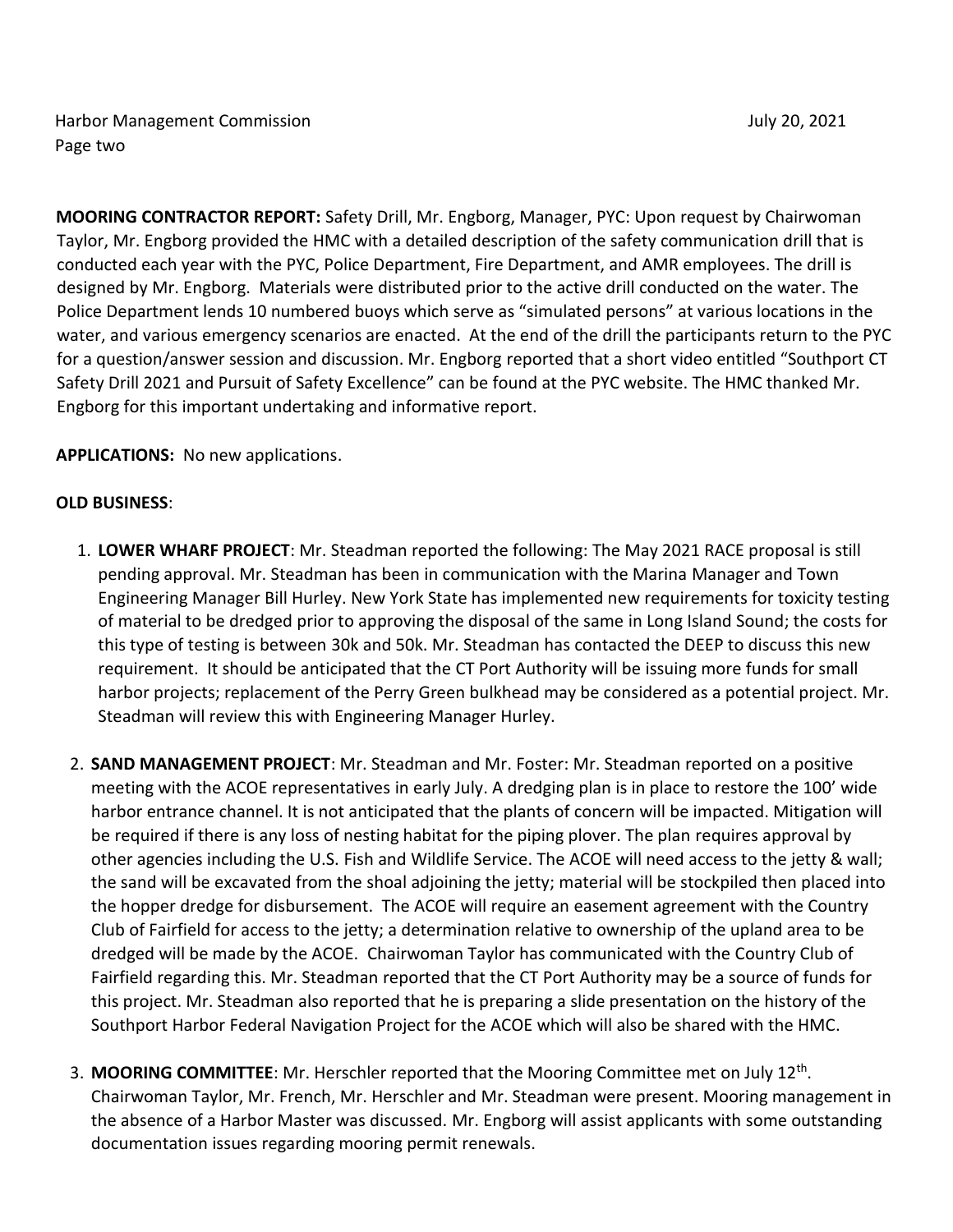**MOORING CONTRACTOR REPORT:** Safety Drill, Mr. Engborg, Manager, PYC: Upon request by Chairwoman Taylor, Mr. Engborg provided the HMC with a detailed description of the safety communication drill that is conducted each year with the PYC, Police Department, Fire Department, and AMR employees. The drill is designed by Mr. Engborg. Materials were distributed prior to the active drill conducted on the water. The Police Department lends 10 numbered buoys which serve as "simulated persons" at various locations in the water, and various emergency scenarios are enacted. At the end of the drill the participants return to the PYC for a question/answer session and discussion. Mr. Engborg reported that a short video entitled "Southport CT Safety Drill 2021 and Pursuit of Safety Excellence" can be found at the PYC website. The HMC thanked Mr. Engborg for this important undertaking and informative report.

**APPLICATIONS:** No new applications.

**OLD BUSINESS**:

1. **LOWER WHARF PROJECT**: Mr. Steadman reported the following: The May 2021 RACE proposal is still pending approval. Mr. Steadman has been in communication with the Marina Manager and Town Engineering Manager Bill Hurley. New York State has implemented new requirements for toxicity testing of material to be dredged prior to approving the disposal of the same in Long Island Sound; the costs for this type of testing is between 30k and 50k. Mr. Steadman has contacted the DEEP to discuss this new requirement. It should be anticipated that the CT Port Authority will be issuing more funds for small harbor projects; replacement of the Perry Green bulkhead may be considered as a potential project. Mr. Steadman will review this with Engineering Manager Hurley.

2. **SAND MANAGEMENT PROJECT**: Mr. Steadman and Mr. Foster: Mr. Steadman reported on a positive meeting with the ACOE representatives in early July. A dredging plan is in place to restore the 100' wide harbor entrance channel. It is not anticipated that the plants of concern will be impacted. Mitigation will be required if there is any loss of nesting habitat for the piping plover. The plan requires approval by other agencies including the U.S. Fish and Wildlife Service. The ACOE will need access to the jetty & wall; the sand will be excavated from the shoal adjoining the jetty; material will be stockpiled then placed into the hopper dredge for disbursement. The ACOE will require an easement agreement with the Country Club of Fairfield for access to the jetty; a determination relative to ownership of the upland area to be dredged will be made by the ACOE. Chairwoman Taylor has communicated with the Country Club of Fairfield regarding this. Mr. Steadman reported that the CT Port Authority may be a source of funds for this project. Mr. Steadman also reported that he is preparing a slide presentation on the history of the Southport Harbor Federal Navigation Project for the ACOE which will also be shared with the HMC.

3. **MOORING COMMITTEE**: Mr. Herschler reported that the Mooring Committee met on July 12th. Chairwoman Taylor, Mr. French, Mr. Herschler and Mr. Steadman were present. Mooring management in the absence of a Harbor Master was discussed. Mr. Engborg will assist applicants with some outstanding documentation issues regarding mooring permit renewals.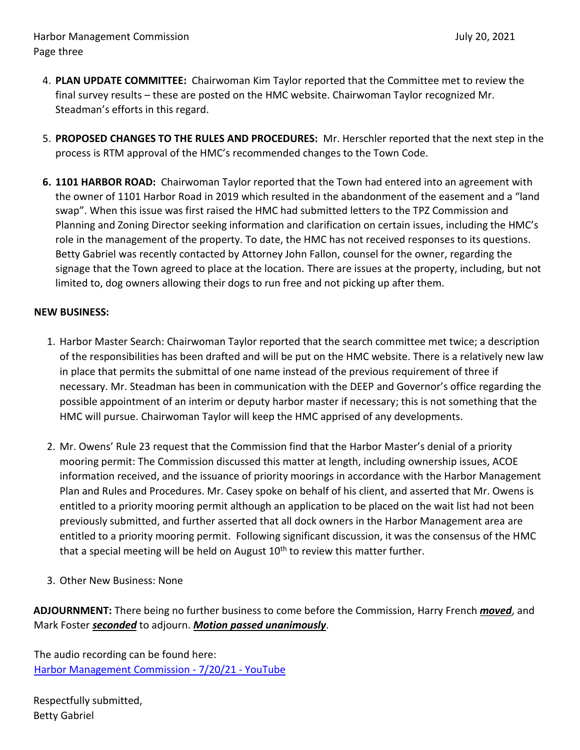4. **PLAN UPDATE COMMITTEE:** Chairwoman Kim Taylor reported that the Committee met to review the final survey results – these are posted on the HMC website. Chairwoman Taylor recognized Mr. Steadman's efforts in this regard.

5. **PROPOSED CHANGES TO THE RULES AND PROCEDURES:** Mr. Herschler reported that the next step in the process is RTM approval of the HMC's recommended changes to the Town Code.

6. **1101 HARBOR ROAD:** Chairwoman Taylor reported that the Town had entered into an agreement with the owner of 1101 Harbor Road in 2019 which resulted in the abandonment of the easement and a "land swap". When this issue was first raised the HMC had submitted letters to the TPZ Commission and Planning and Zoning Director seeking information and clarification on certain issues, including the HMC's role in the management of the property. To date, the HMC has not received responses to its questions. Betty Gabriel was recently contacted by Attorney John Fallon, counsel for the owner, regarding the signage that the Town agreed to place at the location. There are issues at the property, including, but not limited to, dog owners allowing their dogs to run free and not picking up after them.

**NEW BUSINESS:**

1. Harbor Master Search: Chairwoman Taylor reported that the search committee met twice; a description of the responsibilities has been drafted and will be put on the HMC website. There is a relatively new law in place that permits the submittal of one name instead of the previous requirement of three if necessary. Mr. Steadman has been in communication with the DEEP and Governor's office regarding the possible appointment of an interim or deputy harbor master if necessary; this is not something that the HMC will pursue. Chairwoman Taylor will keep the HMC apprised of any developments.

2. Mr. Owens' Rule 23 request that the Commission find that the Harbor Master's denial of a priority mooring permit: The Commission discussed this matter at length, including ownership issues, ACOE information received, and the issuance of priority moorings in accordance with the Harbor Management Plan and Rules and Procedures. Mr. Casey spoke on behalf of his client, and asserted that Mr. Owens is entitled to a priority mooring permit although an application to be placed on the wait list had not been previously submitted, and further asserted that all dock owners in the Harbor Management area are entitled to a priority mooring permit. Following significant discussion, it was the consensus of the HMC that a special meeting will be held on August 10th to review this matter further.

3. Other New Business: None

**ADJOURNMENT:** There being no further business to come before the Commission, Harry French ***moved***, and Mark Foster ***seconded*** to adjourn. ***Motion passed unanimously***.

The audio recording can be found here:
Harbor Management Commission - 7/20/21 - YouTube

Respectfully submitted,
Betty Gabriel